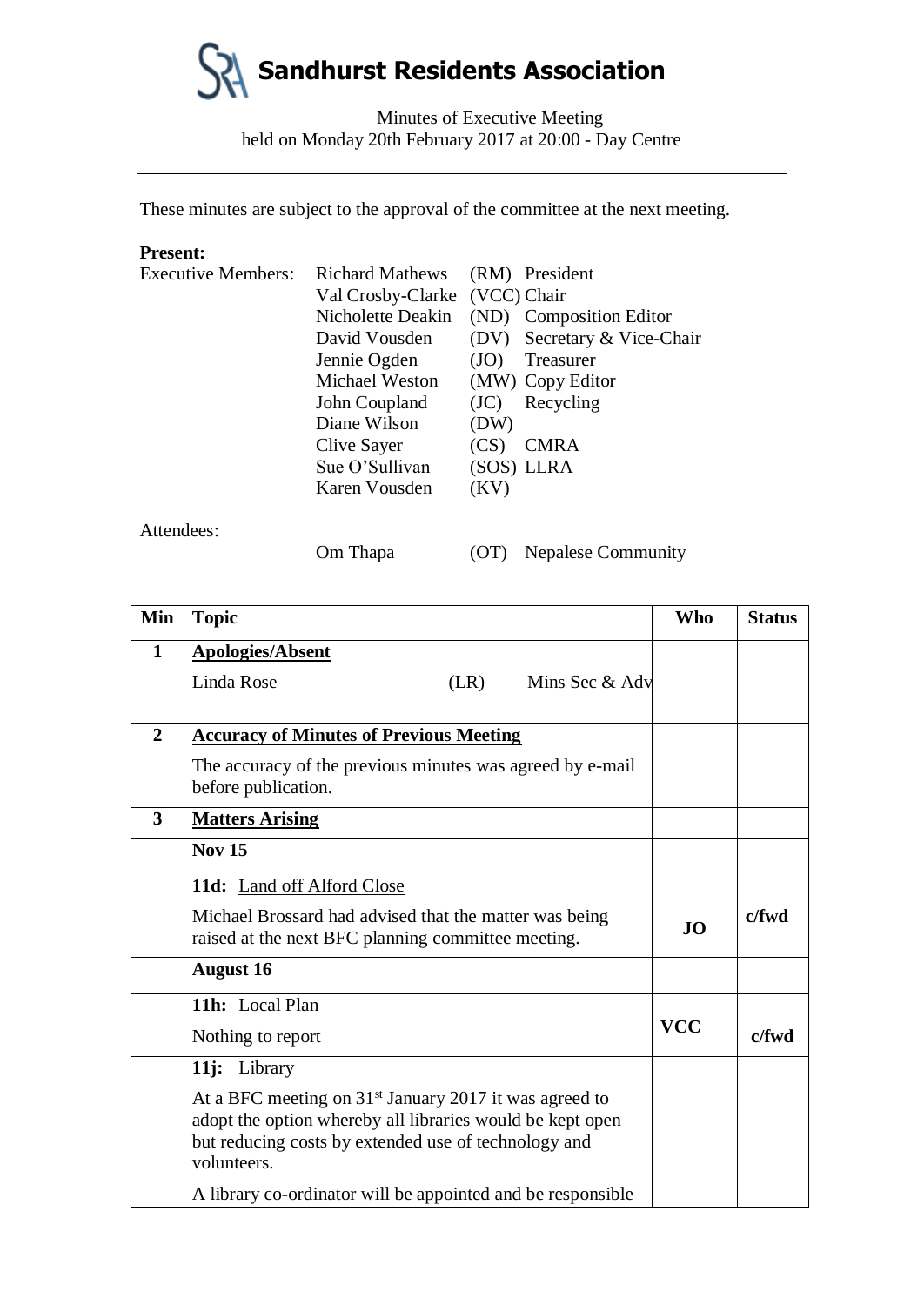# Sandhurst Residents Association

Minutes of Executive Meeting
held on Monday 20th February 2017 at 20:00 - Day Centre

---

These minutes are subject to the approval of the committee at the next meeting.

**Present:**

| Executive Members: | Richard Mathews | (RM) | President |
|---|---|---|---|
| | Val Crosby-Clarke | (VCC) | Chair |
| | Nicholette Deakin | (ND) | Composition Editor |
| | David Vousden | (DV) | Secretary & Vice-Chair |
| | Jennie Ogden | (JO) | Treasurer |
| | Michael Weston | (MW) | Copy Editor |
| | John Coupland | (JC) | Recycling |
| | Diane Wilson | (DW) | |
| | Clive Sayer | (CS) | CMRA |
| | Sue O'Sullivan | (SOS) | LLRA |
| | Karen Vousden | (KV) | |

Attendees:

| | Om Thapa | (OT) | Nepalese Community |
|---|---|---|---|

| Min | Topic | Who | Status |
|---|---|---|---|
| **1** | **<u>Apologies/Absent</u>**<br>Linda Rose (LR) Mins Sec & Adv | | |
| **2** | **<u>Accuracy of Minutes of Previous Meeting</u>**<br>The accuracy of the previous minutes was agreed by e-mail before publication. | | |
| **3** | **<u>Matters Arising</u>** | | |
| | **Nov 15**<br>**11d:** <u>Land off Alford Close</u><br>Michael Brossard had advised that the matter was being raised at the next BFC planning committee meeting. | **JO** | **c/fwd** |
| | **August 16** | | |
| | **11h:** Local Plan<br>Nothing to report | **VCC** | **c/fwd** |
| | **11j:** Library<br>At a BFC meeting on 31st January 2017 it was agreed to adopt the option whereby all libraries would be kept open but reducing costs by extended use of technology and volunteers.<br>A library co-ordinator will be appointed and be responsible | | |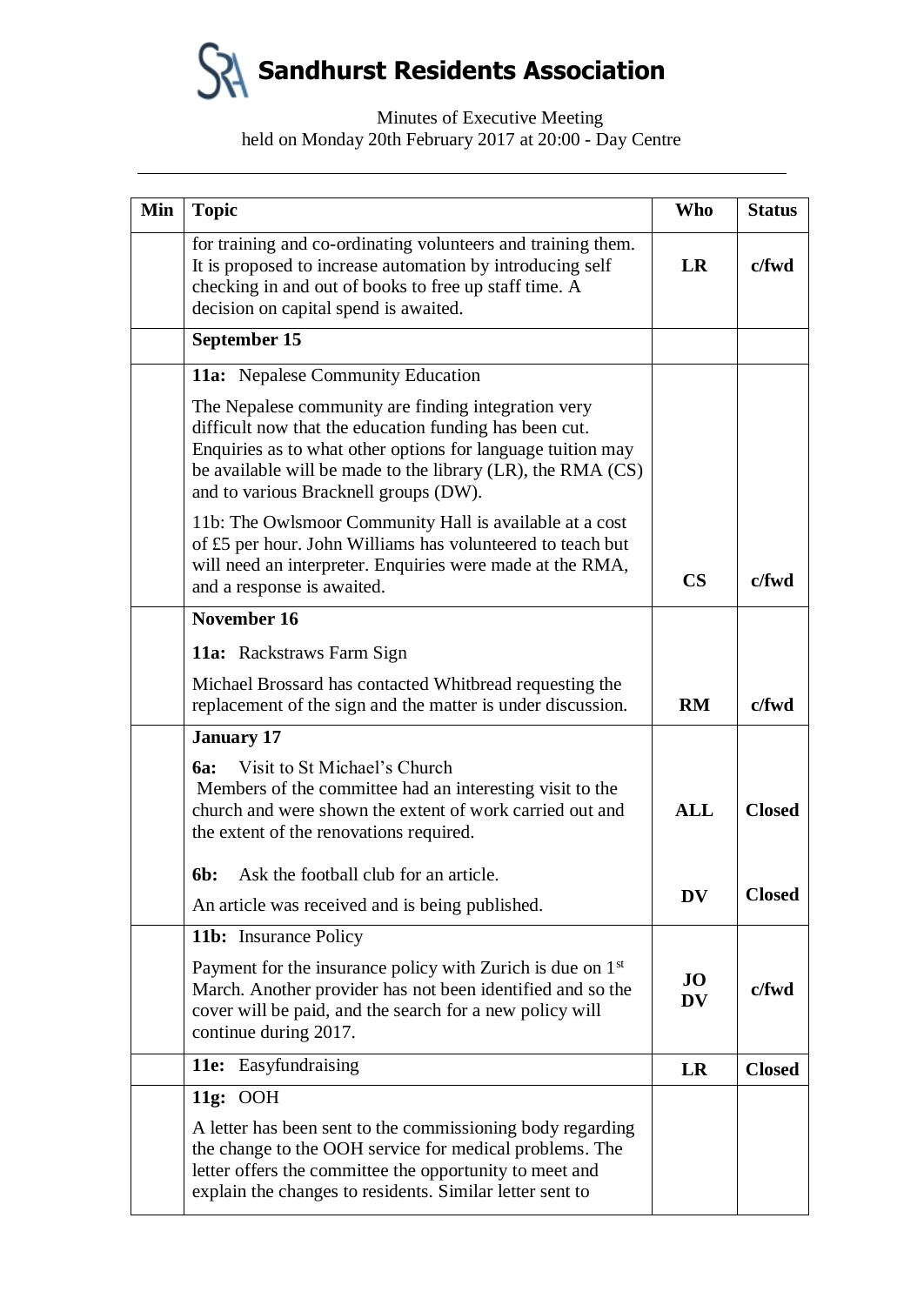# Sandhurst Residents Association

Minutes of Executive Meeting
held on Monday 20th February 2017 at 20:00 - Day Centre

| Min | Topic | Who | Status |
|---|---|---|---|
| | for training and co-ordinating volunteers and training them. It is proposed to increase automation by introducing self checking in and out of books to free up staff time. A decision on capital spend is awaited. | **LR** | **c/fwd** |
| | **September 15** | | |
| | **11a:** Nepalese Community Education<br><br>The Nepalese community are finding integration very difficult now that the education funding has been cut. Enquiries as to what other options for language tuition may be available will be made to the library (LR), the RMA (CS) and to various Bracknell groups (DW).<br><br>11b: The Owlsmoor Community Hall is available at a cost of £5 per hour. John Williams has volunteered to teach but will need an interpreter. Enquiries were made at the RMA, and a response is awaited. | **CS** | **c/fwd** |
| | **November 16**<br><br>**11a:** Rackstraws Farm Sign<br><br>Michael Brossard has contacted Whitbread requesting the replacement of the sign and the matter is under discussion. | **RM** | **c/fwd** |
| | **January 17**<br><br>**6a:** Visit to St Michael's Church<br>Members of the committee had an interesting visit to the church and were shown the extent of work carried out and the extent of the renovations required. | **ALL** | **Closed** |
| | **6b:** Ask the football club for an article.<br><br>An article was received and is being published. | **DV** | **Closed** |
| | **11b:** Insurance Policy<br><br>Payment for the insurance policy with Zurich is due on 1st March. Another provider has not been identified and so the cover will be paid, and the search for a new policy will continue during 2017. | **JO DV** | **c/fwd** |
| | **11e:** Easyfundraising | **LR** | **Closed** |
| | **11g:** OOH<br><br>A letter has been sent to the commissioning body regarding the change to the OOH service for medical problems. The letter offers the committee the opportunity to meet and explain the changes to residents. Similar letter sent to | | |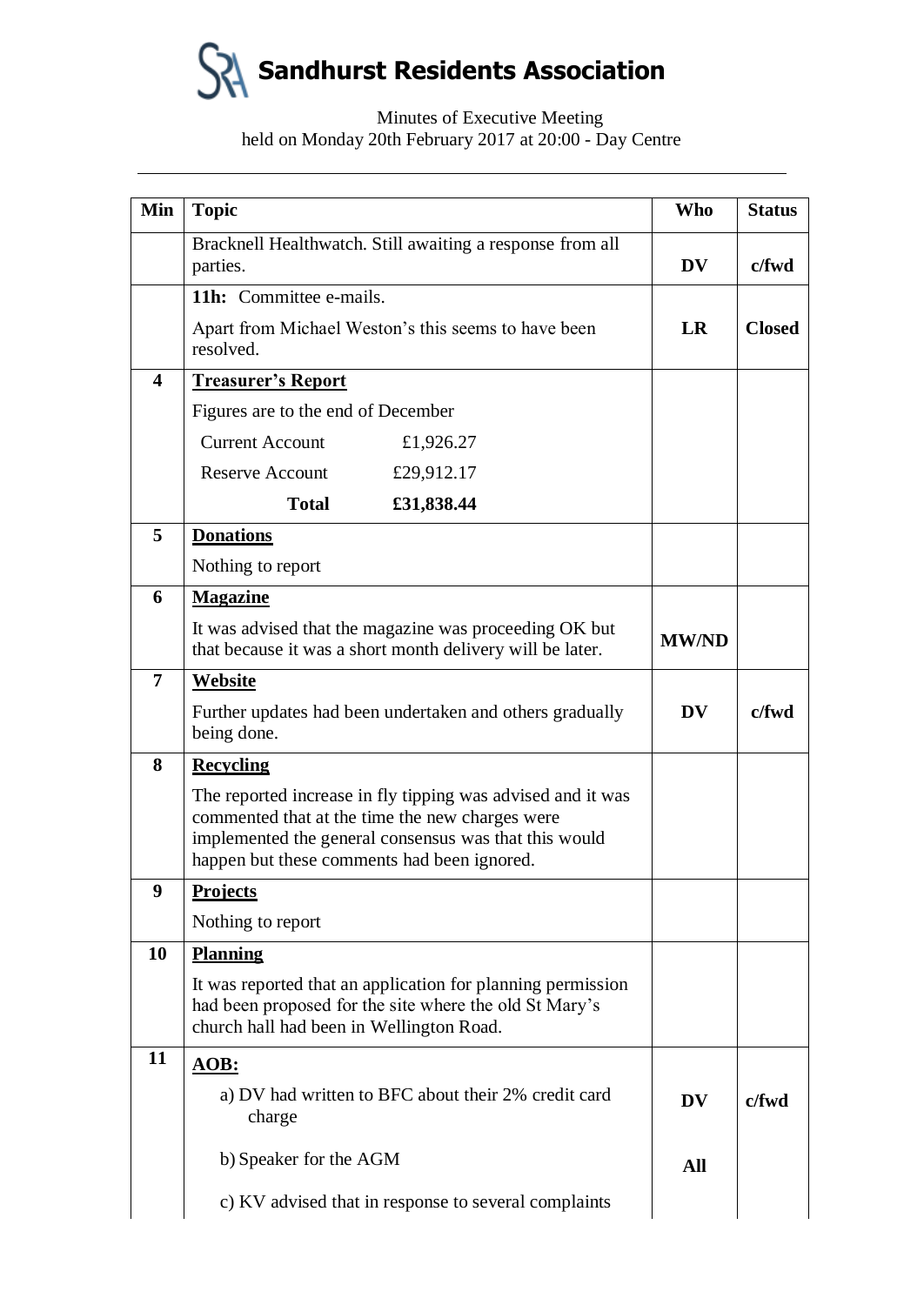# Sandhurst Residents Association

Minutes of Executive Meeting
held on Monday 20th February 2017 at 20:00 - Day Centre

| Min | Topic | Who | Status |
|---|---|---|---|
| | Bracknell Healthwatch. Still awaiting a response from all parties. | **DV** | **c/fwd** |
| | **11h:** Committee e-mails.<br>Apart from Michael Weston's this seems to have been resolved. | **LR** | **Closed** |
| **4** | **Treasurer's Report**<br>Figures are to the end of December<br>Current Account £1,926.27<br>Reserve Account £29,912.17<br>**Total £31,838.44** | | |
| **5** | **Donations**<br>Nothing to report | | |
| **6** | **Magazine**<br>It was advised that the magazine was proceeding OK but that because it was a short month delivery will be later. | **MW/ND** | |
| **7** | **Website**<br>Further updates had been undertaken and others gradually being done. | **DV** | **c/fwd** |
| **8** | **Recycling**<br>The reported increase in fly tipping was advised and it was commented that at the time the new charges were implemented the general consensus was that this would happen but these comments had been ignored. | | |
| **9** | **Projects**<br>Nothing to report | | |
| **10** | **Planning**<br>It was reported that an application for planning permission had been proposed for the site where the old St Mary's church hall had been in Wellington Road. | | |
| **11** | **AOB:**<br>a) DV had written to BFC about their 2% credit card charge<br>b) Speaker for the AGM<br>c) KV advised that in response to several complaints | **DV**<br><br>**All** | **c/fwd** |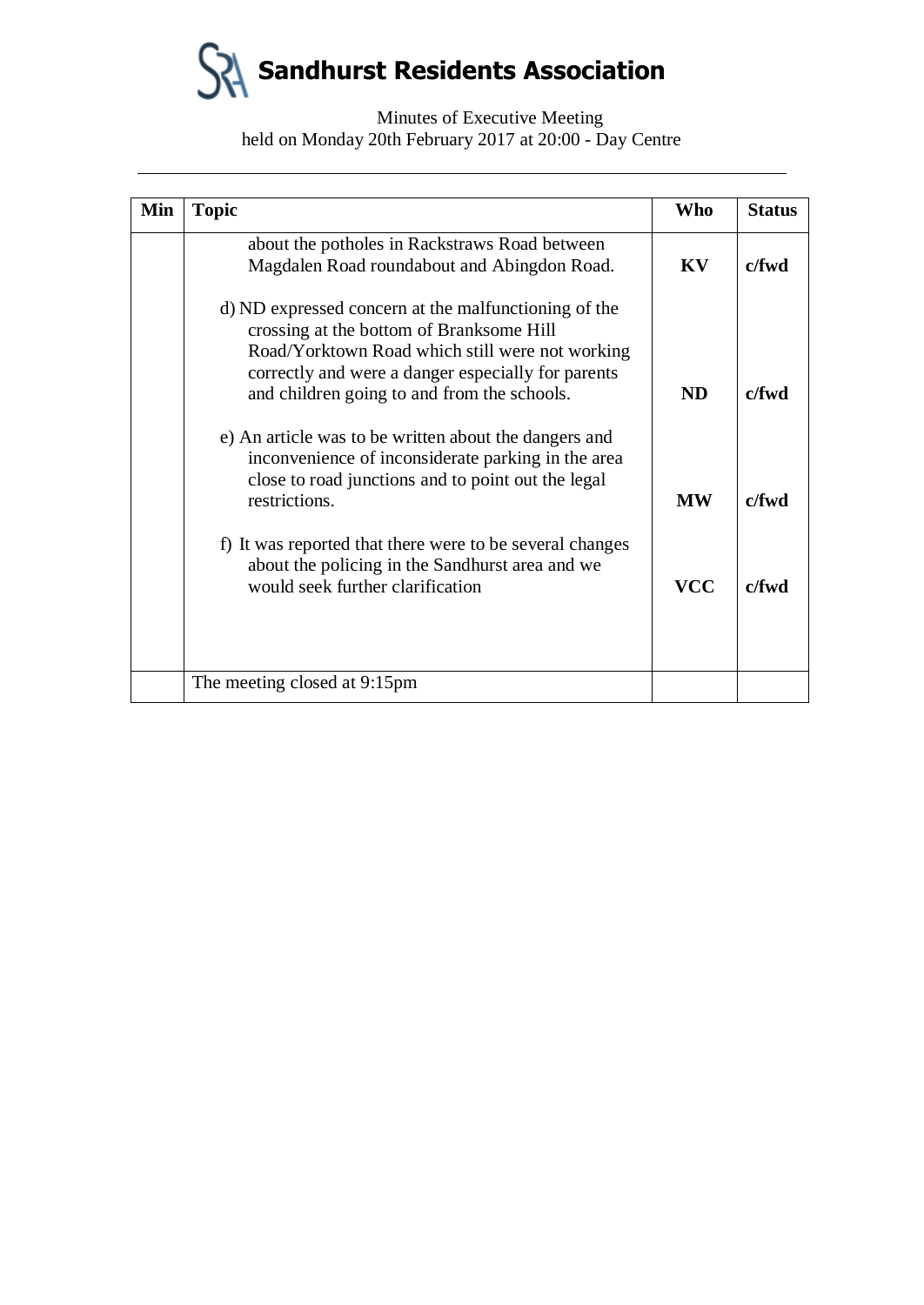# Sandhurst Residents Association

Minutes of Executive Meeting
held on Monday 20th February 2017 at 20:00 - Day Centre

| Min | Topic | Who | Status |
|---|---|---|---|
| | about the potholes in Rackstraws Road between Magdalen Road roundabout and Abingdon Road. | **KV** | **c/fwd** |
| | d) ND expressed concern at the malfunctioning of the crossing at the bottom of Branksome Hill Road/Yorktown Road which still were not working correctly and were a danger especially for parents and children going to and from the schools. | **ND** | **c/fwd** |
| | e) An article was to be written about the dangers and inconvenience of inconsiderate parking in the area close to road junctions and to point out the legal restrictions. | **MW** | **c/fwd** |
| | f) It was reported that there were to be several changes about the policing in the Sandhurst area and we would seek further clarification | **VCC** | **c/fwd** |
| | The meeting closed at 9:15pm | | |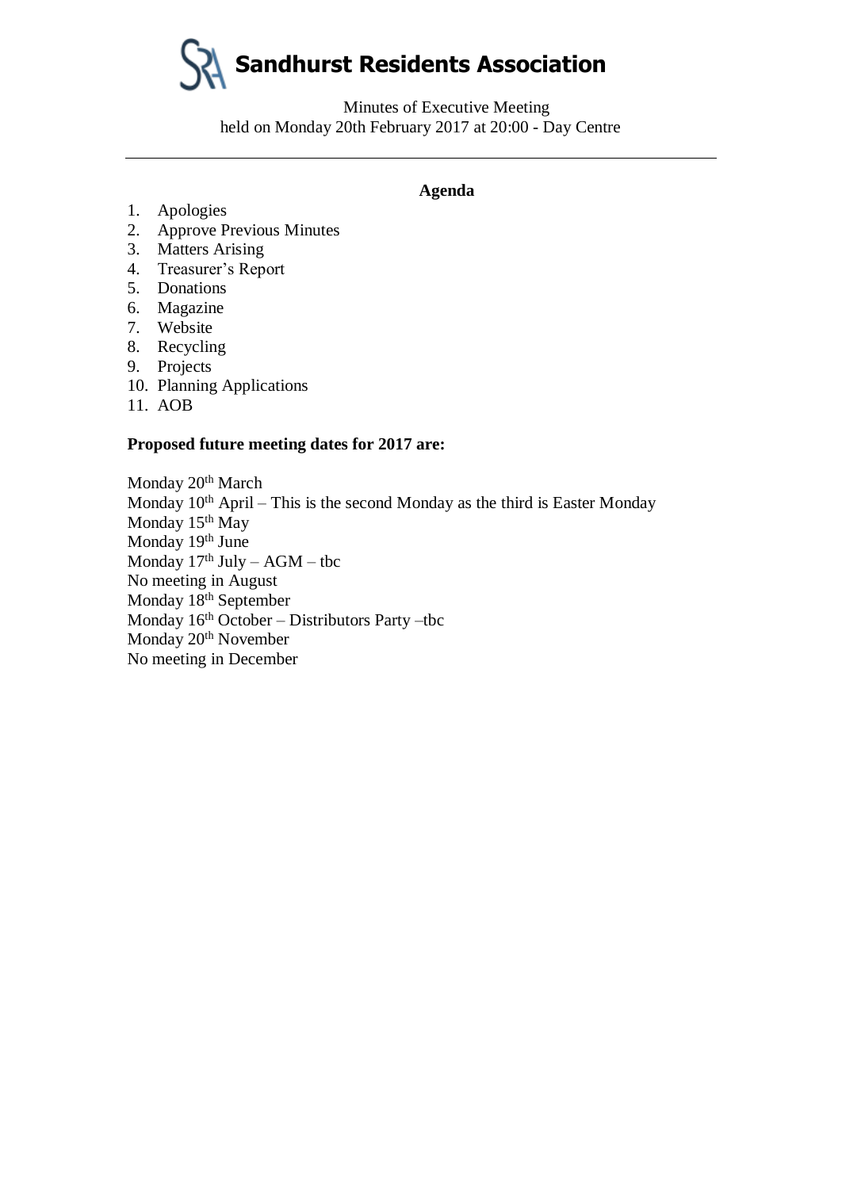# Sandhurst Residents Association

Minutes of Executive Meeting
held on Monday 20th February 2017 at 20:00 - Day Centre

---

**Agenda**

1. Apologies
2. Approve Previous Minutes
3. Matters Arising
4. Treasurer's Report
5. Donations
6. Magazine
7. Website
8. Recycling
9. Projects
10. Planning Applications
11. AOB

**Proposed future meeting dates for 2017 are:**

Monday 20th March
Monday 10th April – This is the second Monday as the third is Easter Monday
Monday 15th May
Monday 19th June
Monday 17th July – AGM – tbc
No meeting in August
Monday 18th September
Monday 16th October – Distributors Party –tbc
Monday 20th November
No meeting in December